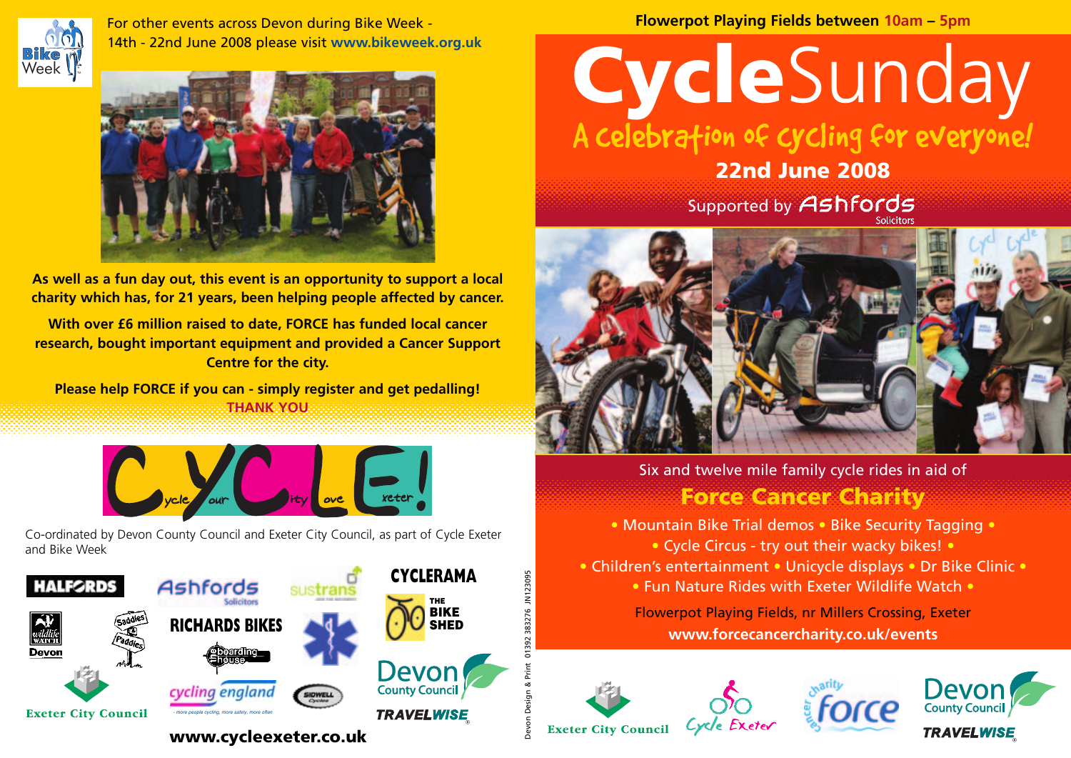For other events across Devon during Bike Week - 14th - 22nd June 2008 please visit **www.bikeweek.org.uk**

**As well as a fun day out, this event is an opportunity to support a local charity which has, for 21 years, been helping people affected by cancer.**

**With over £6 million raised to date, FORCE has funded local cancer research, bought important equipment and provided a Cancer Support Centre for the city.**

**Please help FORCE if you can - simply register and get pedalling!**

**THANK YOU**

C.Y.C.L.E! — Cycle Your City Love Exeter

Co-ordinated by Devon County Council and Exeter City Council, as part of Cycle Exeter and Bike Week

HALFORDS · Ashfords Solicitors · Sustrans · CYCLERAMA · Wildlife Watch Devon · Saddles & Paddles · RICHARDS BIKES · The Bike Shed · The Boarding House · Exeter City Council · cycling england · Sidwell Cycles · Devon County Council TRAVELWISE

**www.cycleexeter.co.uk**

Devon Design & Print 01392 383276 JN123095

**Flowerpot Playing Fields between 10am – 5pm**

# CycleSunday

## A celebration of cycling for everyone!

**22nd June 2008**

Supported by Ashfords Solicitors

Six and twelve mile family cycle rides in aid of

## Force Cancer Charity

• Mountain Bike Trial demos • Bike Security Tagging • • Cycle Circus - try out their wacky bikes! • • Children's entertainment • Unicycle displays • Dr Bike Clinic • • Fun Nature Rides with Exeter Wildlife Watch •

Flowerpot Playing Fields, nr Millers Crossing, Exeter

**www.forcecancercharity.co.uk/events**

Exeter City Council · Cycle Exeter · Cancer charity force · Devon County Council TRAVELWISE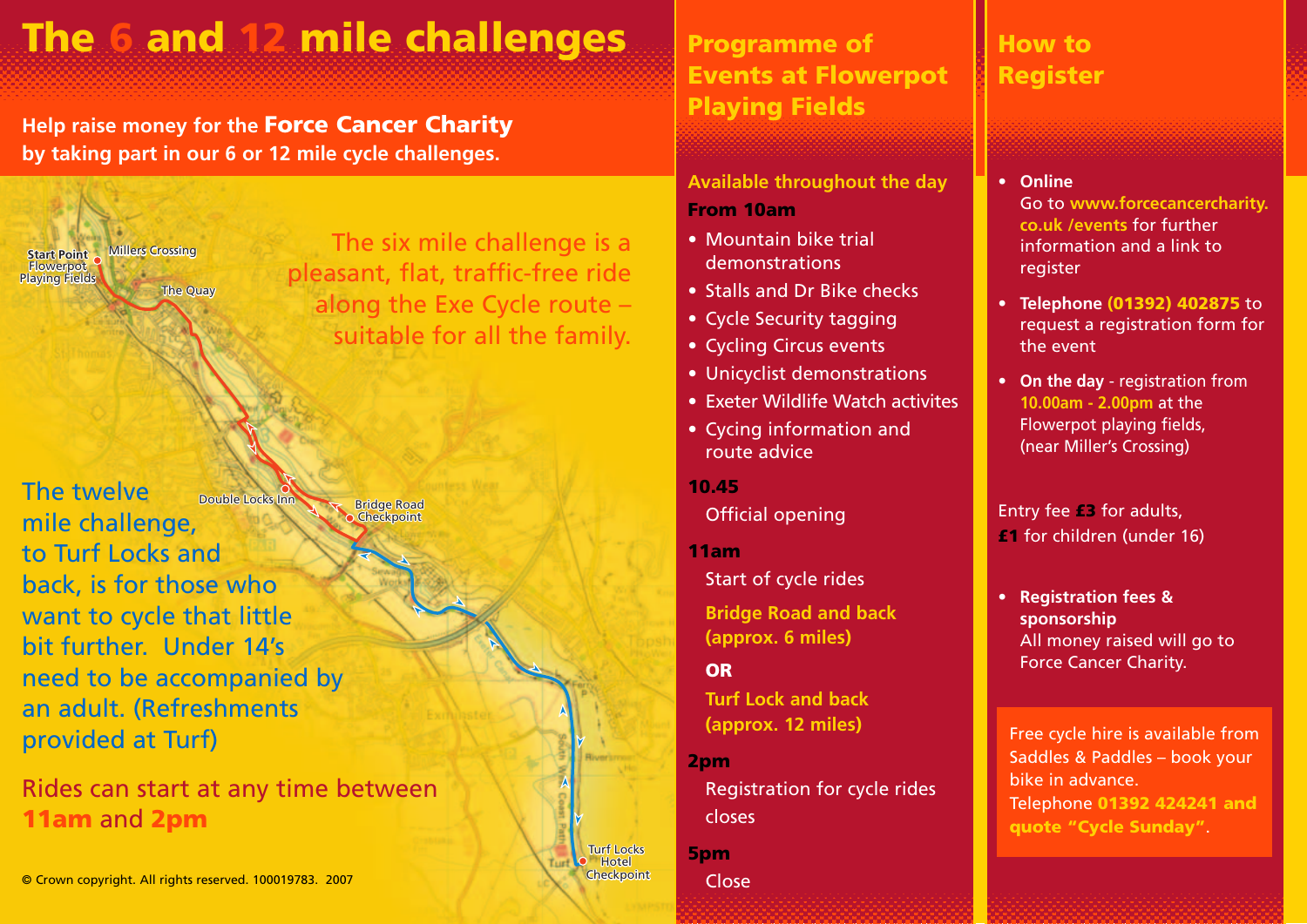# The 6 and 12 mile challenges

**Help raise money for the Force Cancer Charity by taking part in our 6 or 12 mile cycle challenges.**

Start Point Flowerpot Playing Fields
Millers Crossing
The Quay
Double Locks Inn
Bridge Road Checkpoint
Turf Locks Hotel Checkpoint

The six mile challenge is a pleasant, flat, traffic-free ride along the Exe Cycle route – suitable for all the family.

The twelve mile challenge, to Turf Locks and back, is for those who want to cycle that little bit further. Under 14's need to be accompanied by an adult. (Refreshments provided at Turf)

Rides can start at any time between **11am** and **2pm**

© Crown copyright. All rights reserved. 100019783. 2007

## Programme of Events at Flowerpot Playing Fields

**Available throughout the day**

**From 10am**

- Mountain bike trial demonstrations
- Stalls and Dr Bike checks
- Cycle Security tagging
- Cycling Circus events
- Unicyclist demonstrations
- Exeter Wildlife Watch activites
- Cycling information and route advice

**10.45**

Official opening

**11am**

Start of cycle rides

**Bridge Road and back (approx. 6 miles)**

**OR**

**Turf Lock and back (approx. 12 miles)**

**2pm**

Registration for cycle rides closes

**5pm**

Close

## How to Register

- **Online**
  Go to **www.forcecancercharity.co.uk /events** for further information and a link to register
- **Telephone (01392) 402875** to request a registration form for the event
- **On the day** - registration from **10.00am - 2.00pm** at the Flowerpot playing fields, (near Miller's Crossing)

Entry fee **£3** for adults,
**£1** for children (under 16)

- **Registration fees & sponsorship**
  All money raised will go to Force Cancer Charity.

Free cycle hire is available from Saddles & Paddles – book your bike in advance.
Telephone **01392 424241 and quote "Cycle Sunday"**.